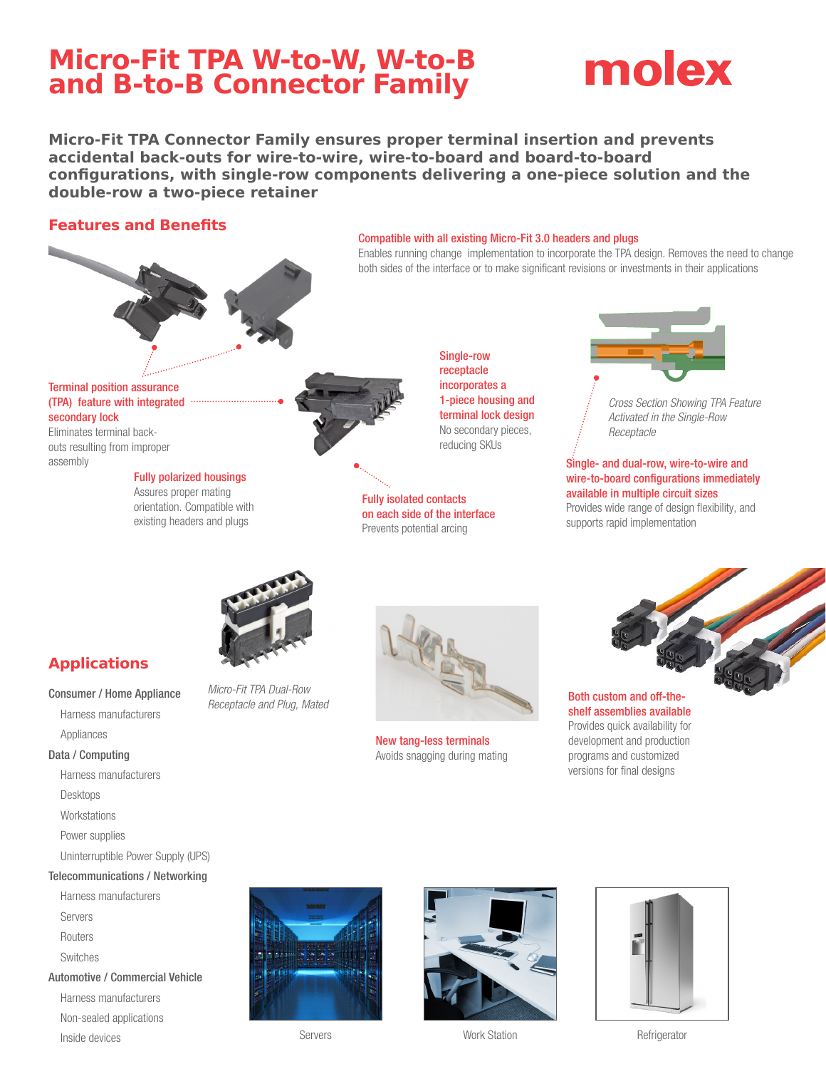# Micro-Fit TPA W-to-W, W-to-B and B-to-B Connector Family

molex

**Micro-Fit TPA Connector Family ensures proper terminal insertion and prevents accidental back-outs for wire-to-wire, wire-to-board and board-to-board configurations, with single-row components delivering a one-piece solution and the double-row a two-piece retainer**

## Features and Benefits

**Compatible with all existing Micro-Fit 3.0 headers and plugs**
Enables running change implementation to incorporate the TPA design. Removes the need to change both sides of the interface or to make significant revisions or investments in their applications

**Terminal position assurance (TPA) feature with integrated secondary lock**
Eliminates terminal back-outs resulting from improper assembly

**Single-row receptacle incorporates a 1-piece housing and terminal lock design**
No secondary pieces, reducing SKUs

*Cross Section Showing TPA Feature Activated in the Single-Row Receptacle*

**Fully polarized housings**
Assures proper mating orientation. Compatible with existing headers and plugs

**Fully isolated contacts on each side of the interface**
Prevents potential arcing

**Single- and dual-row, wire-to-wire and wire-to-board configurations immediately available in multiple circuit sizes**
Provides wide range of design flexibility, and supports rapid implementation

*Micro-Fit TPA Dual-Row Receptacle and Plug, Mated*

**New tang-less terminals**
Avoids snagging during mating

**Both custom and off-the-shelf assemblies available**
Provides quick availability for development and production programs and customized versions for final designs

## Applications

**Consumer / Home Appliance**
- Harness manufacturers
- Appliances

**Data / Computing**
- Harness manufacturers
- Desktops
- Workstations
- Power supplies
- Uninterruptible Power Supply (UPS)

**Telecommunications / Networking**
- Harness manufacturers
- Servers
- Routers
- Switches

**Automotive / Commercial Vehicle**
- Harness manufacturers
- Non-sealed applications
- Inside devices

Servers

Work Station

Refrigerator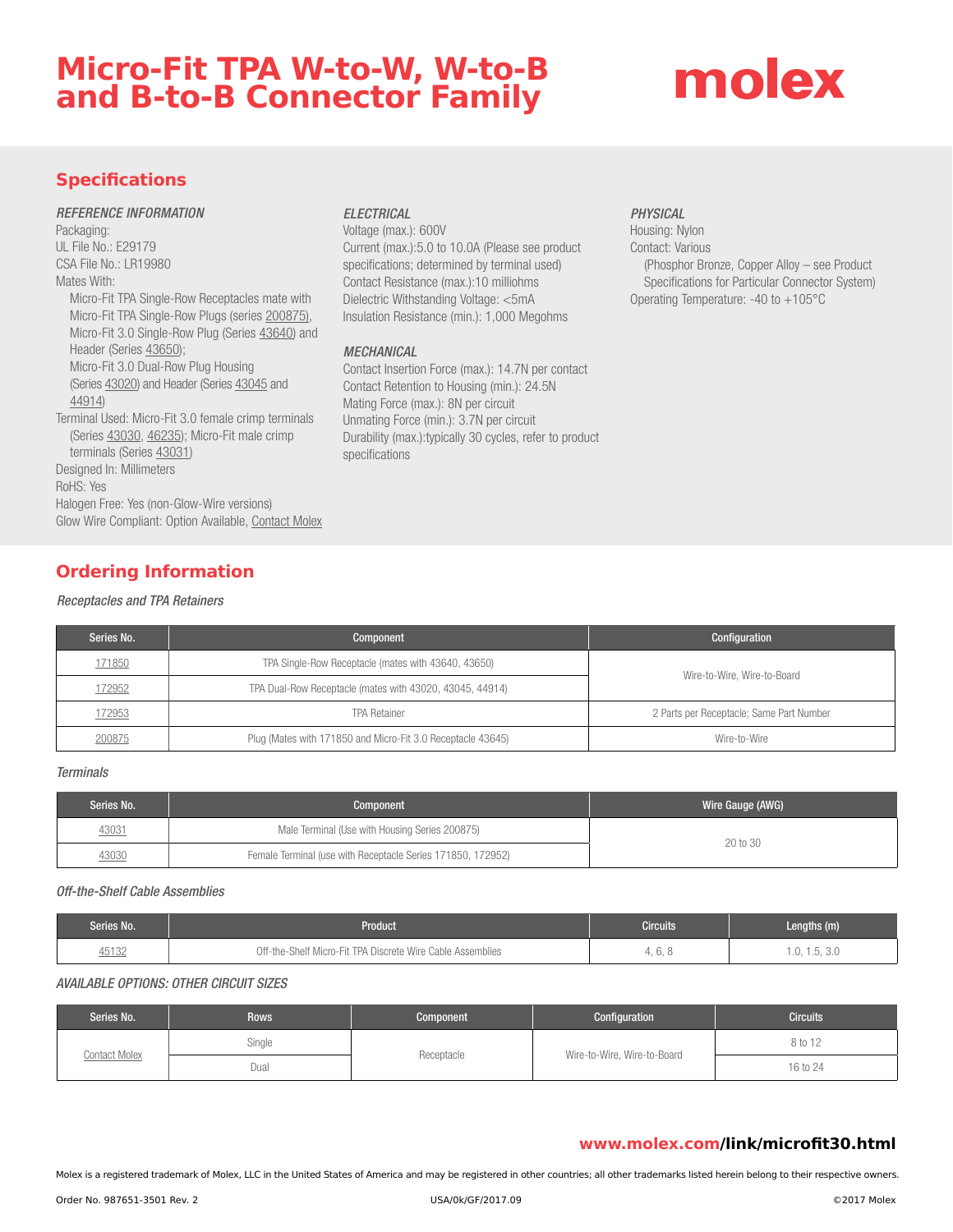# Micro-Fit TPA W-to-W, W-to-B and B-to-B Connector Family

molex

## Specifications

*REFERENCE INFORMATION*
Packaging:
UL File No.: E29179
CSA File No.: LR19980
Mates With:
Micro-Fit TPA Single-Row Receptacles mate with Micro-Fit TPA Single-Row Plugs (series 200875), Micro-Fit 3.0 Single-Row Plug (Series 43640) and Header (Series 43650);
Micro-Fit 3.0 Dual-Row Plug Housing (Series 43020) and Header (Series 43045 and 44914)
Terminal Used: Micro-Fit 3.0 female crimp terminals (Series 43030, 46235); Micro-Fit male crimp terminals (Series 43031)
Designed In: Millimeters
RoHS: Yes
Halogen Free: Yes (non-Glow-Wire versions)
Glow Wire Compliant: Option Available, Contact Molex

*ELECTRICAL*
Voltage (max.): 600V
Current (max.):5.0 to 10.0A (Please see product specifications; determined by terminal used)
Contact Resistance (max.):10 milliohms
Dielectric Withstanding Voltage: <5mA
Insulation Resistance (min.): 1,000 Megohms

*MECHANICAL*
Contact Insertion Force (max.): 14.7N per contact
Contact Retention to Housing (min.): 24.5N
Mating Force (max.): 8N per circuit
Unmating Force (min.): 3.7N per circuit
Durability (max.):typically 30 cycles, refer to product specifications

*PHYSICAL*
Housing: Nylon
Contact: Various
(Phosphor Bronze, Copper Alloy – see Product Specifications for Particular Connector System)
Operating Temperature: -40 to +105°C

## Ordering Information

*Receptacles and TPA Retainers*

| Series No. | Component | Configuration |
|---|---|---|
| 171850 | TPA Single-Row Receptacle (mates with 43640, 43650) | Wire-to-Wire, Wire-to-Board |
| 172952 | TPA Dual-Row Receptacle (mates with 43020, 43045, 44914) | |
| 172953 | TPA Retainer | 2 Parts per Receptacle; Same Part Number |
| 200875 | Plug (Mates with 171850 and Micro-Fit 3.0 Receptacle 43645) | Wire-to-Wire |

*Terminals*

| Series No. | Component | Wire Gauge (AWG) |
|---|---|---|
| 43031 | Male Terminal (Use with Housing Series 200875) | 20 to 30 |
| 43030 | Female Terminal (use with Receptacle Series 171850, 172952) | |

*Off-the-Shelf Cable Assemblies*

| Series No. | Product | Circuits | Lengths (m) |
|---|---|---|---|
| 45132 | Off-the-Shelf Micro-Fit TPA Discrete Wire Cable Assemblies | 4, 6, 8 | 1.0, 1.5, 3.0 |

*AVAILABLE OPTIONS: OTHER CIRCUIT SIZES*

| Series No. | Rows | Component | Configuration | Circuits |
|---|---|---|---|---|
| Contact Molex | Single | Receptacle | Wire-to-Wire, Wire-to-Board | 8 to 12 |
| | Dual | | | 16 to 24 |

**www.molex.com/link/microfit30.html**

Molex is a registered trademark of Molex, LLC in the United States of America and may be registered in other countries; all other trademarks listed herein belong to their respective owners.

Order No. 987651-3501 Rev. 2 USA/0k/GF/2017.09 ©2017 Molex